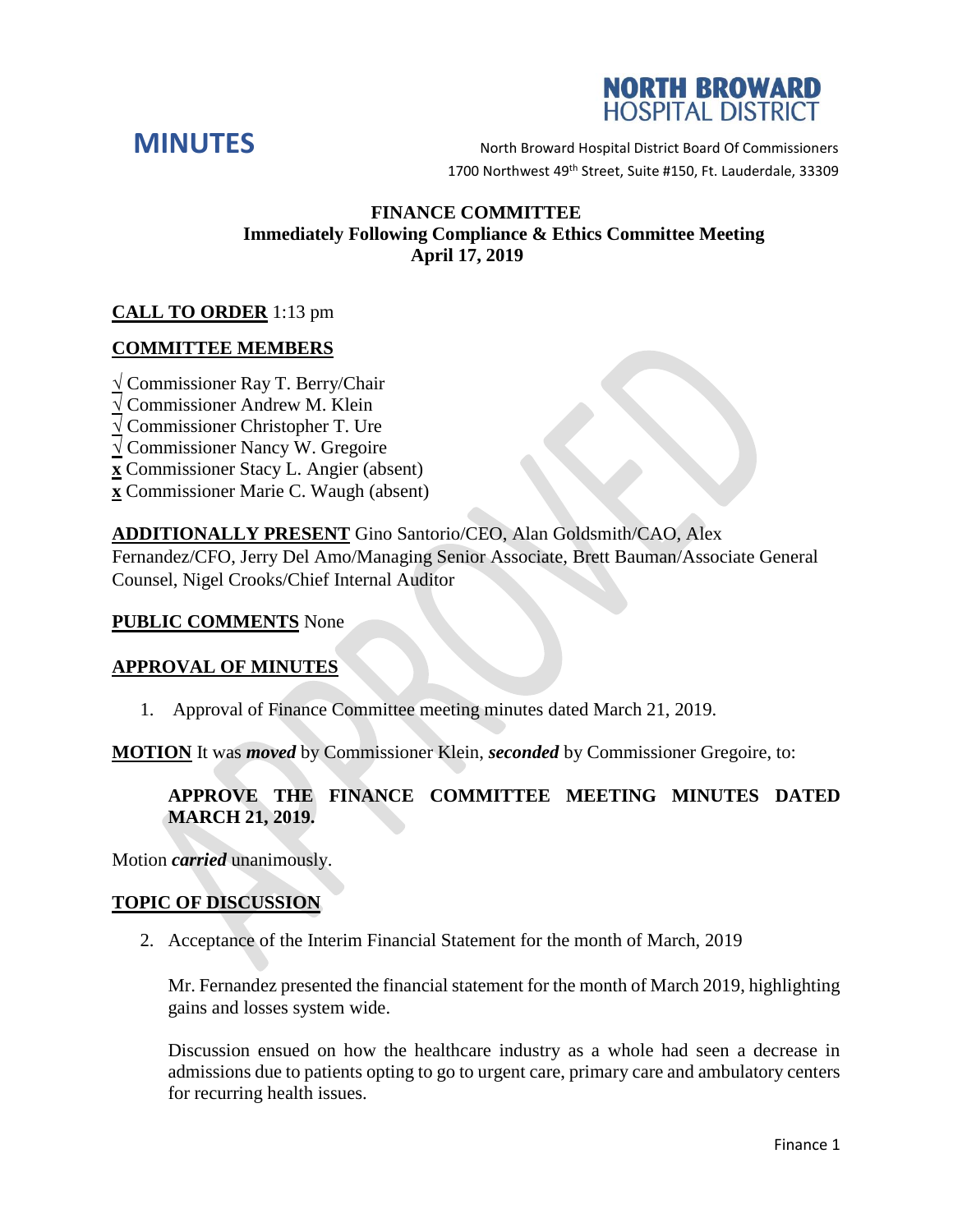**NORTH BROWARD HOSPITAL DISTRICT**

# MINUTES

North Broward Hospital District Board Of Commissioners
1700 Northwest 49th Street, Suite #150, Ft. Lauderdale, 33309

**FINANCE COMMITTEE**
**Immediately Following Compliance & Ethics Committee Meeting**
**April 17, 2019**

**CALL TO ORDER** 1:13 pm

**COMMITTEE MEMBERS**

√ Commissioner Ray T. Berry/Chair
√ Commissioner Andrew M. Klein
√ Commissioner Christopher T. Ure
√ Commissioner Nancy W. Gregoire
**x** Commissioner Stacy L. Angier (absent)
**x** Commissioner Marie C. Waugh (absent)

**ADDITIONALLY PRESENT** Gino Santorio/CEO, Alan Goldsmith/CAO, Alex Fernandez/CFO, Jerry Del Amo/Managing Senior Associate, Brett Bauman/Associate General Counsel, Nigel Crooks/Chief Internal Auditor

**PUBLIC COMMENTS** None

**APPROVAL OF MINUTES**

1. Approval of Finance Committee meeting minutes dated March 21, 2019.

**MOTION** It was ***moved*** by Commissioner Klein, ***seconded*** by Commissioner Gregoire, to:

> **APPROVE THE FINANCE COMMITTEE MEETING MINUTES DATED MARCH 21, 2019.**

Motion ***carried*** unanimously.

**TOPIC OF DISCUSSION**

2. Acceptance of the Interim Financial Statement for the month of March, 2019

   Mr. Fernandez presented the financial statement for the month of March 2019, highlighting gains and losses system wide.

   Discussion ensued on how the healthcare industry as a whole had seen a decrease in admissions due to patients opting to go to urgent care, primary care and ambulatory centers for recurring health issues.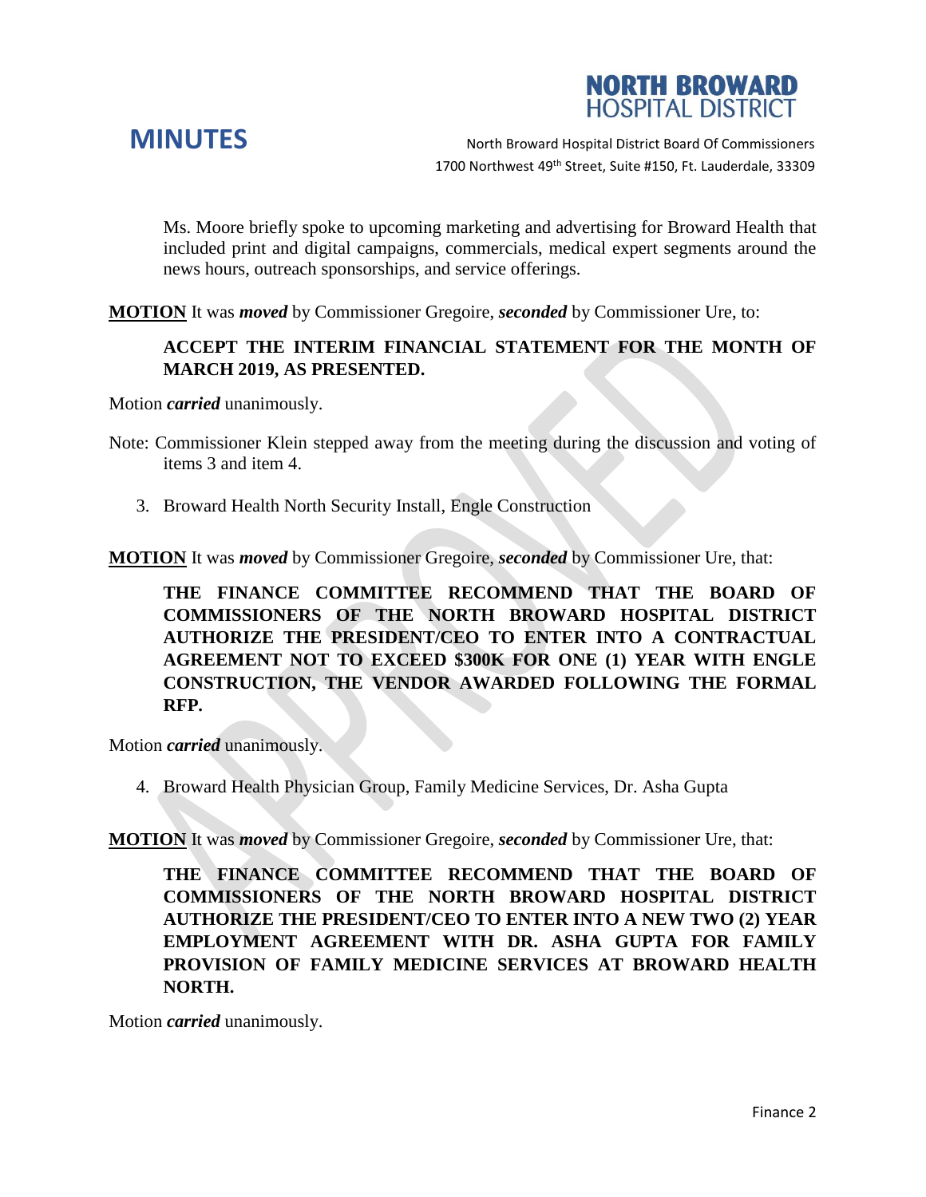Ms. Moore briefly spoke to upcoming marketing and advertising for Broward Health that included print and digital campaigns, commercials, medical expert segments around the news hours, outreach sponsorships, and service offerings.

**MOTION** It was ***moved*** by Commissioner Gregoire, ***seconded*** by Commissioner Ure, to:

**ACCEPT THE INTERIM FINANCIAL STATEMENT FOR THE MONTH OF MARCH 2019, AS PRESENTED.**

Motion ***carried*** unanimously.

Note: Commissioner Klein stepped away from the meeting during the discussion and voting of items 3 and item 4.

3. Broward Health North Security Install, Engle Construction

**MOTION** It was ***moved*** by Commissioner Gregoire, ***seconded*** by Commissioner Ure, that:

**THE FINANCE COMMITTEE RECOMMEND THAT THE BOARD OF COMMISSIONERS OF THE NORTH BROWARD HOSPITAL DISTRICT AUTHORIZE THE PRESIDENT/CEO TO ENTER INTO A CONTRACTUAL AGREEMENT NOT TO EXCEED $300K FOR ONE (1) YEAR WITH ENGLE CONSTRUCTION, THE VENDOR AWARDED FOLLOWING THE FORMAL RFP.**

Motion ***carried*** unanimously.

4. Broward Health Physician Group, Family Medicine Services, Dr. Asha Gupta

**MOTION** It was ***moved*** by Commissioner Gregoire, ***seconded*** by Commissioner Ure, that:

**THE FINANCE COMMITTEE RECOMMEND THAT THE BOARD OF COMMISSIONERS OF THE NORTH BROWARD HOSPITAL DISTRICT AUTHORIZE THE PRESIDENT/CEO TO ENTER INTO A NEW TWO (2) YEAR EMPLOYMENT AGREEMENT WITH DR. ASHA GUPTA FOR FAMILY PROVISION OF FAMILY MEDICINE SERVICES AT BROWARD HEALTH NORTH.**

Motion ***carried*** unanimously.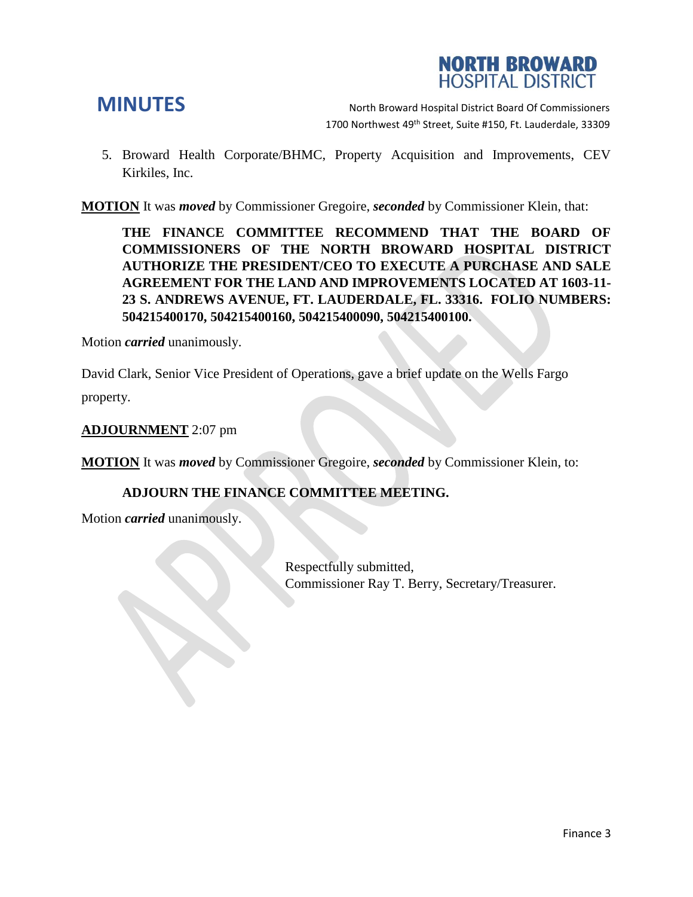5. Broward Health Corporate/BHMC, Property Acquisition and Improvements, CEV Kirkiles, Inc.

**MOTION** It was ***moved*** by Commissioner Gregoire, ***seconded*** by Commissioner Klein, that:

> **THE FINANCE COMMITTEE RECOMMEND THAT THE BOARD OF COMMISSIONERS OF THE NORTH BROWARD HOSPITAL DISTRICT AUTHORIZE THE PRESIDENT/CEO TO EXECUTE A PURCHASE AND SALE AGREEMENT FOR THE LAND AND IMPROVEMENTS LOCATED AT 1603-11-23 S. ANDREWS AVENUE, FT. LAUDERDALE, FL. 33316. FOLIO NUMBERS: 504215400170, 504215400160, 504215400090, 504215400100.**

Motion ***carried*** unanimously.

David Clark, Senior Vice President of Operations, gave a brief update on the Wells Fargo property.

**ADJOURNMENT** 2:07 pm

**MOTION** It was ***moved*** by Commissioner Gregoire, ***seconded*** by Commissioner Klein, to:

> **ADJOURN THE FINANCE COMMITTEE MEETING.**

Motion ***carried*** unanimously.

Respectfully submitted,
Commissioner Ray T. Berry, Secretary/Treasurer.